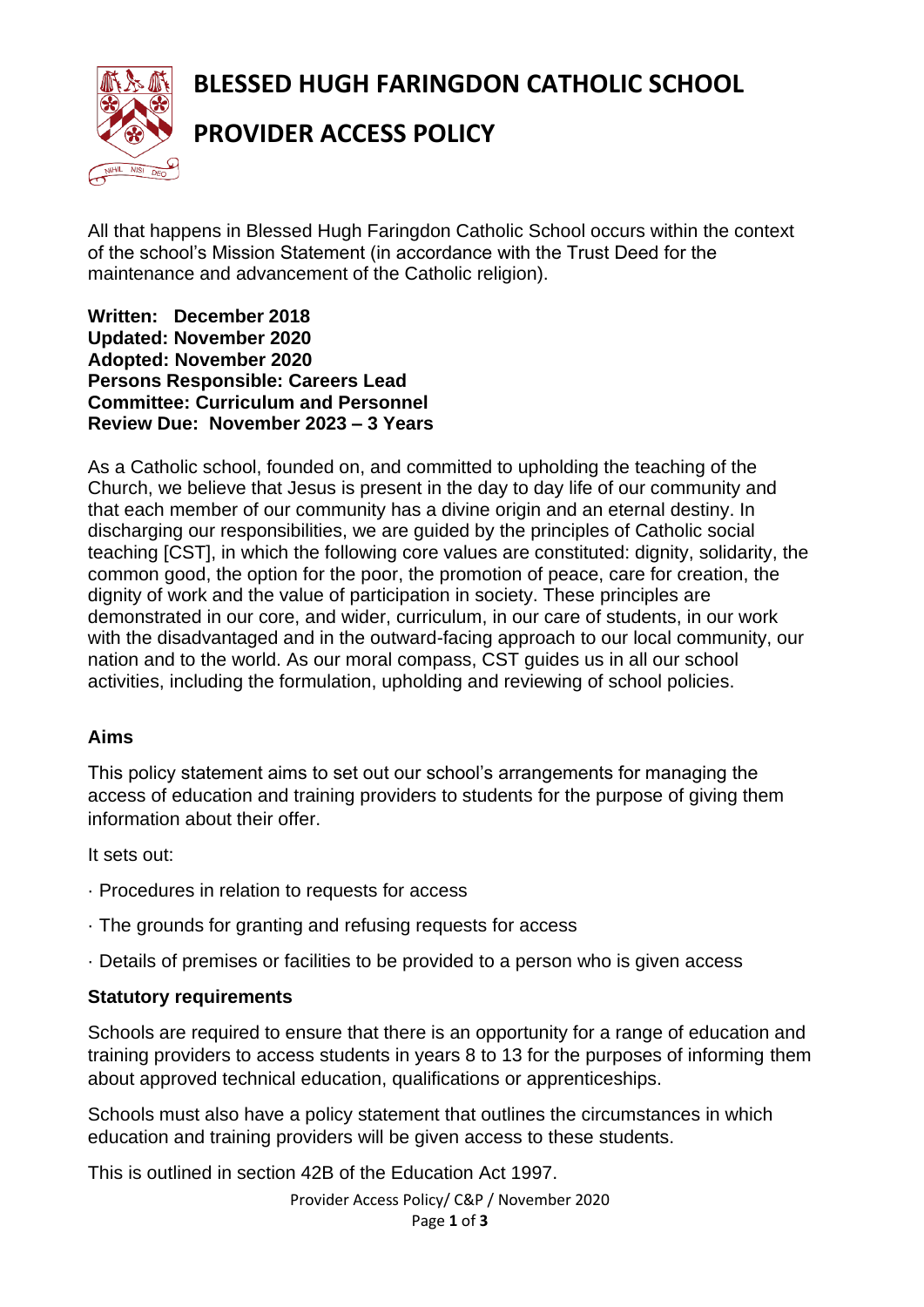# BLESSED HUGH FARINGDON CATHOLIC SCHOOL

# PROVIDER ACCESS POLICY

All that happens in Blessed Hugh Faringdon Catholic School occurs within the context of the school's Mission Statement (in accordance with the Trust Deed for the maintenance and advancement of the Catholic religion).

**Written: December 2018**
**Updated: November 2020**
**Adopted: November 2020**
**Persons Responsible: Careers Lead**
**Committee: Curriculum and Personnel**
**Review Due: November 2023 – 3 Years**

As a Catholic school, founded on, and committed to upholding the teaching of the Church, we believe that Jesus is present in the day to day life of our community and that each member of our community has a divine origin and an eternal destiny. In discharging our responsibilities, we are guided by the principles of Catholic social teaching [CST], in which the following core values are constituted: dignity, solidarity, the common good, the option for the poor, the promotion of peace, care for creation, the dignity of work and the value of participation in society. These principles are demonstrated in our core, and wider, curriculum, in our care of students, in our work with the disadvantaged and in the outward-facing approach to our local community, our nation and to the world. As our moral compass, CST guides us in all our school activities, including the formulation, upholding and reviewing of school policies.

**Aims**

This policy statement aims to set out our school's arrangements for managing the access of education and training providers to students for the purpose of giving them information about their offer.

It sets out:

- Procedures in relation to requests for access
- The grounds for granting and refusing requests for access
- Details of premises or facilities to be provided to a person who is given access

**Statutory requirements**

Schools are required to ensure that there is an opportunity for a range of education and training providers to access students in years 8 to 13 for the purposes of informing them about approved technical education, qualifications or apprenticeships.

Schools must also have a policy statement that outlines the circumstances in which education and training providers will be given access to these students.

This is outlined in section 42B of the Education Act 1997.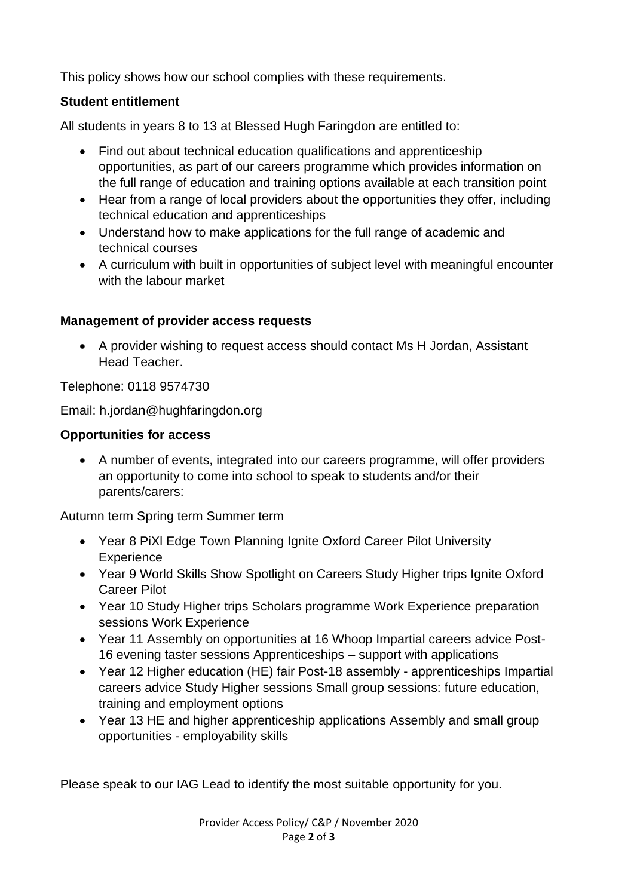This policy shows how our school complies with these requirements.

**Student entitlement**

All students in years 8 to 13 at Blessed Hugh Faringdon are entitled to:

- Find out about technical education qualifications and apprenticeship opportunities, as part of our careers programme which provides information on the full range of education and training options available at each transition point
- Hear from a range of local providers about the opportunities they offer, including technical education and apprenticeships
- Understand how to make applications for the full range of academic and technical courses
- A curriculum with built in opportunities of subject level with meaningful encounter with the labour market

**Management of provider access requests**

- A provider wishing to request access should contact Ms H Jordan, Assistant Head Teacher.

Telephone: 0118 9574730

Email: h.jordan@hughfaringdon.org

**Opportunities for access**

- A number of events, integrated into our careers programme, will offer providers an opportunity to come into school to speak to students and/or their parents/carers:

Autumn term Spring term Summer term

- Year 8 PiXl Edge Town Planning Ignite Oxford Career Pilot University Experience
- Year 9 World Skills Show Spotlight on Careers Study Higher trips Ignite Oxford Career Pilot
- Year 10 Study Higher trips Scholars programme Work Experience preparation sessions Work Experience
- Year 11 Assembly on opportunities at 16 Whoop Impartial careers advice Post-16 evening taster sessions Apprenticeships – support with applications
- Year 12 Higher education (HE) fair Post-18 assembly - apprenticeships Impartial careers advice Study Higher sessions Small group sessions: future education, training and employment options
- Year 13 HE and higher apprenticeship applications Assembly and small group opportunities - employability skills

Please speak to our IAG Lead to identify the most suitable opportunity for you.

Provider Access Policy/ C&P / November 2020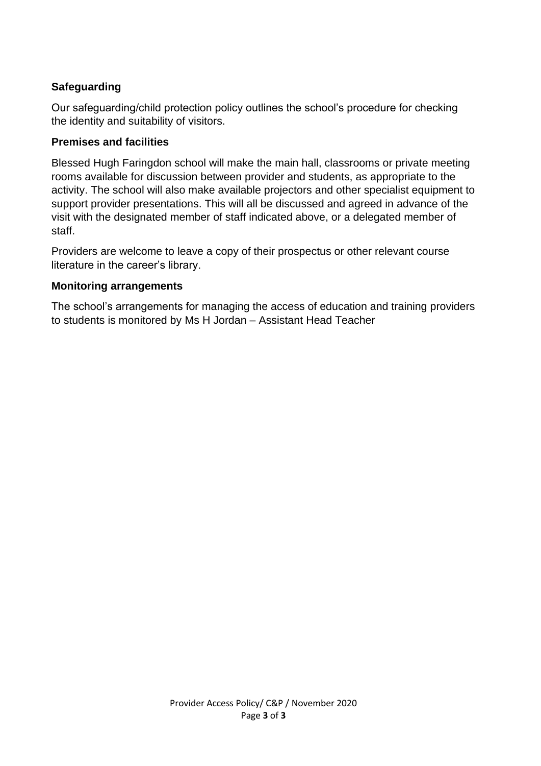## Safeguarding

Our safeguarding/child protection policy outlines the school's procedure for checking the identity and suitability of visitors.

## Premises and facilities

Blessed Hugh Faringdon school will make the main hall, classrooms or private meeting rooms available for discussion between provider and students, as appropriate to the activity. The school will also make available projectors and other specialist equipment to support provider presentations. This will all be discussed and agreed in advance of the visit with the designated member of staff indicated above, or a delegated member of staff.

Providers are welcome to leave a copy of their prospectus or other relevant course literature in the career's library.

## Monitoring arrangements

The school's arrangements for managing the access of education and training providers to students is monitored by Ms H Jordan – Assistant Head Teacher